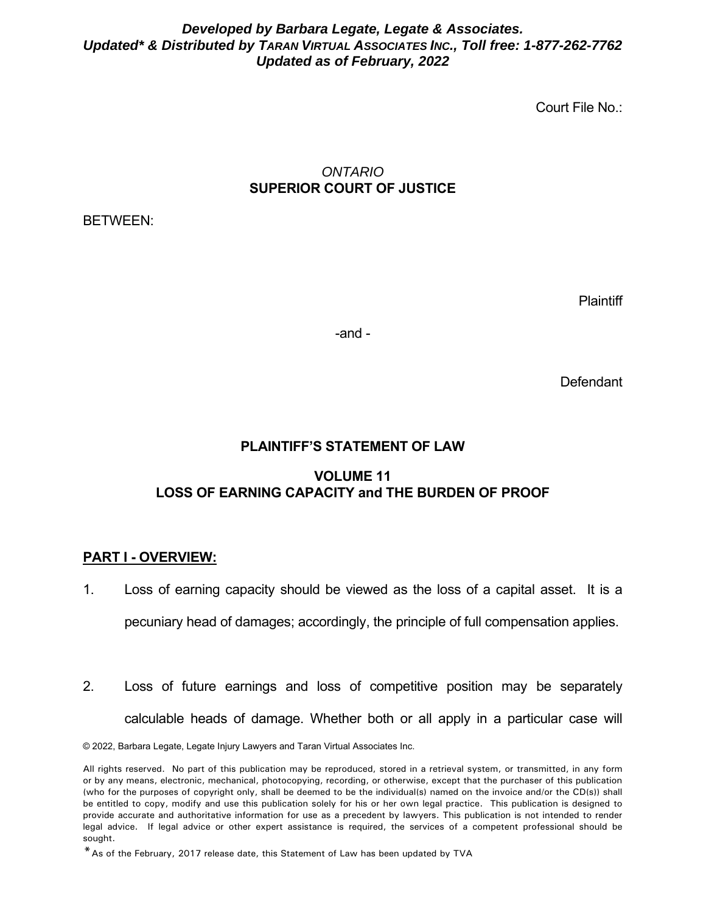***Developed by Barbara Legate, Legate & Associates.***
***Updated\* & Distributed by TARAN VIRTUAL ASSOCIATES INC., Toll free: 1-877-262-7762***
***Updated as of February, 2022***

Court File No.:

*ONTARIO*
**SUPERIOR COURT OF JUSTICE**

BETWEEN:

Plaintiff

-and -

Defendant

**PLAINTIFF'S STATEMENT OF LAW**

**VOLUME 11**
**LOSS OF EARNING CAPACITY and THE BURDEN OF PROOF**

## PART I - OVERVIEW:

1. Loss of earning capacity should be viewed as the loss of a capital asset. It is a pecuniary head of damages; accordingly, the principle of full compensation applies.

2. Loss of future earnings and loss of competitive position may be separately calculable heads of damage. Whether both or all apply in a particular case will

© 2022, Barbara Legate, Legate Injury Lawyers and Taran Virtual Associates Inc.

All rights reserved. No part of this publication may be reproduced, stored in a retrieval system, or transmitted, in any form or by any means, electronic, mechanical, photocopying, recording, or otherwise, except that the purchaser of this publication (who for the purposes of copyright only, shall be deemed to be the individual(s) named on the invoice and/or the CD(s)) shall be entitled to copy, modify and use this publication solely for his or her own legal practice. This publication is designed to provide accurate and authoritative information for use as a precedent by lawyers. This publication is not intended to render legal advice. If legal advice or other expert assistance is required, the services of a competent professional should be sought.

\* As of the February, 2017 release date, this Statement of Law has been updated by TVA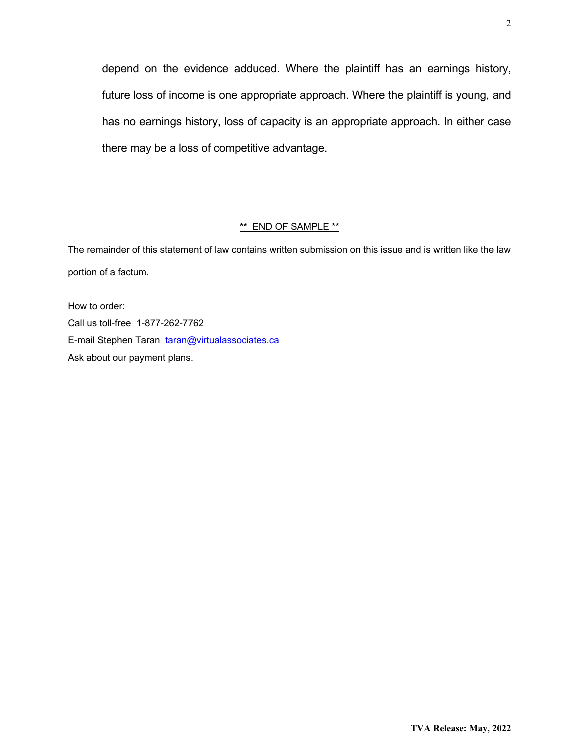depend on the evidence adduced. Where the plaintiff has an earnings history, future loss of income is one appropriate approach. Where the plaintiff is young, and has no earnings history, loss of capacity is an appropriate approach. In either case there may be a loss of competitive advantage.

<u>** END OF SAMPLE **</u>

The remainder of this statement of law contains written submission on this issue and is written like the law portion of a factum.

How to order:
Call us toll-free 1-877-262-7762
E-mail Stephen Taran [taran@virtualassociates.ca](mailto:taran@virtualassociates.ca)
Ask about our payment plans.

**TVA Release: May, 2022**